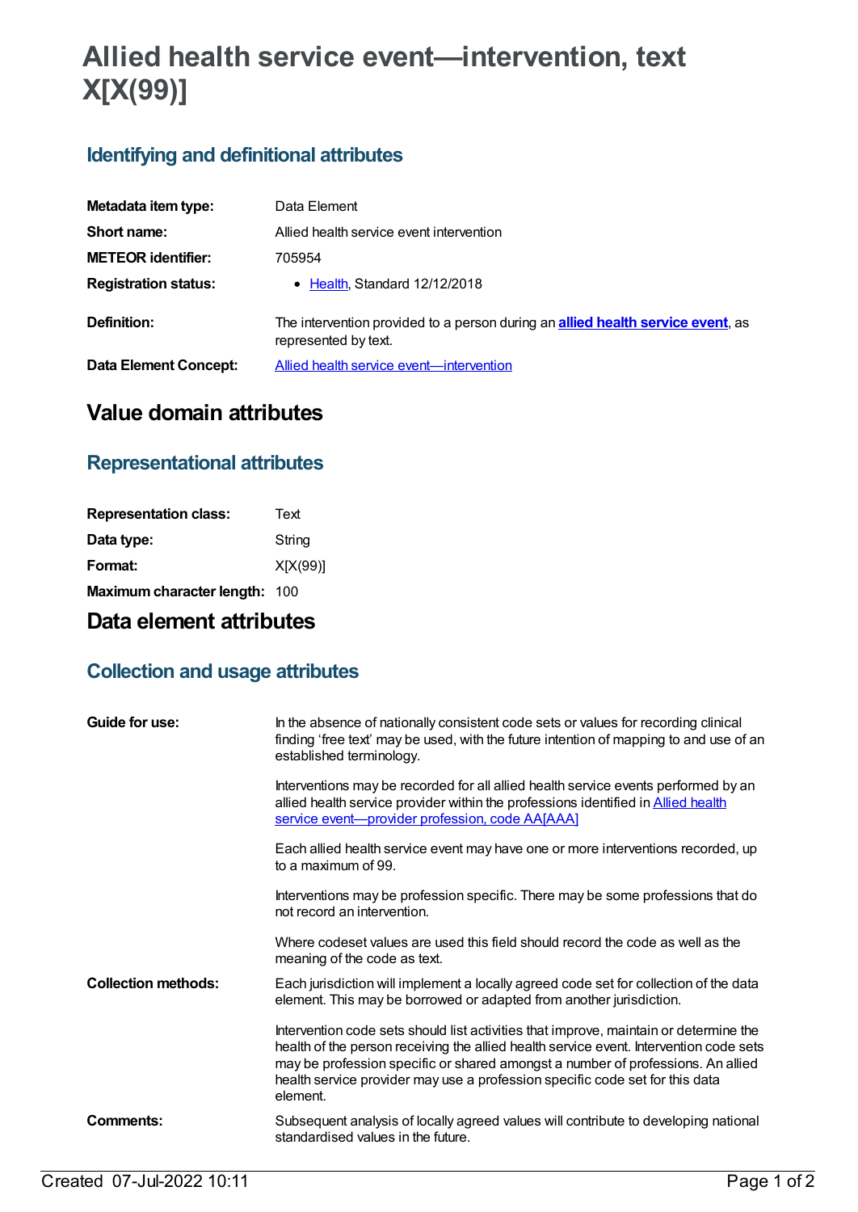# Allied health service event—intervention, text X[X(99)]

## Identifying and definitional attributes

| | |
|---|---|
| **Metadata item type:** | Data Element |
| **Short name:** | Allied health service event intervention |
| **METEOR identifier:** | 705954 |
| **Registration status:** | • Health, Standard 12/12/2018 |
| **Definition:** | The intervention provided to a person during an **allied health service event**, as represented by text. |
| **Data Element Concept:** | Allied health service event—intervention |

# Value domain attributes

## Representational attributes

| | |
|---|---|
| **Representation class:** | Text |
| **Data type:** | String |
| **Format:** | X[X(99)] |
| **Maximum character length:** | 100 |

# Data element attributes

## Collection and usage attributes

**Guide for use:**

In the absence of nationally consistent code sets or values for recording clinical finding 'free text' may be used, with the future intention of mapping to and use of an established terminology.

Interventions may be recorded for all allied health service events performed by an allied health service provider within the professions identified in Allied health service event—provider profession, code AA[AAA]

Each allied health service event may have one or more interventions recorded, up to a maximum of 99.

Interventions may be profession specific. There may be some professions that do not record an intervention.

Where codeset values are used this field should record the code as well as the meaning of the code as text.

**Collection methods:**

Each jurisdiction will implement a locally agreed code set for collection of the data element. This may be borrowed or adapted from another jurisdiction.

Intervention code sets should list activities that improve, maintain or determine the health of the person receiving the allied health service event. Intervention code sets may be profession specific or shared amongst a number of professions. An allied health service provider may use a profession specific code set for this data element.

**Comments:**

Subsequent analysis of locally agreed values will contribute to developing national standardised values in the future.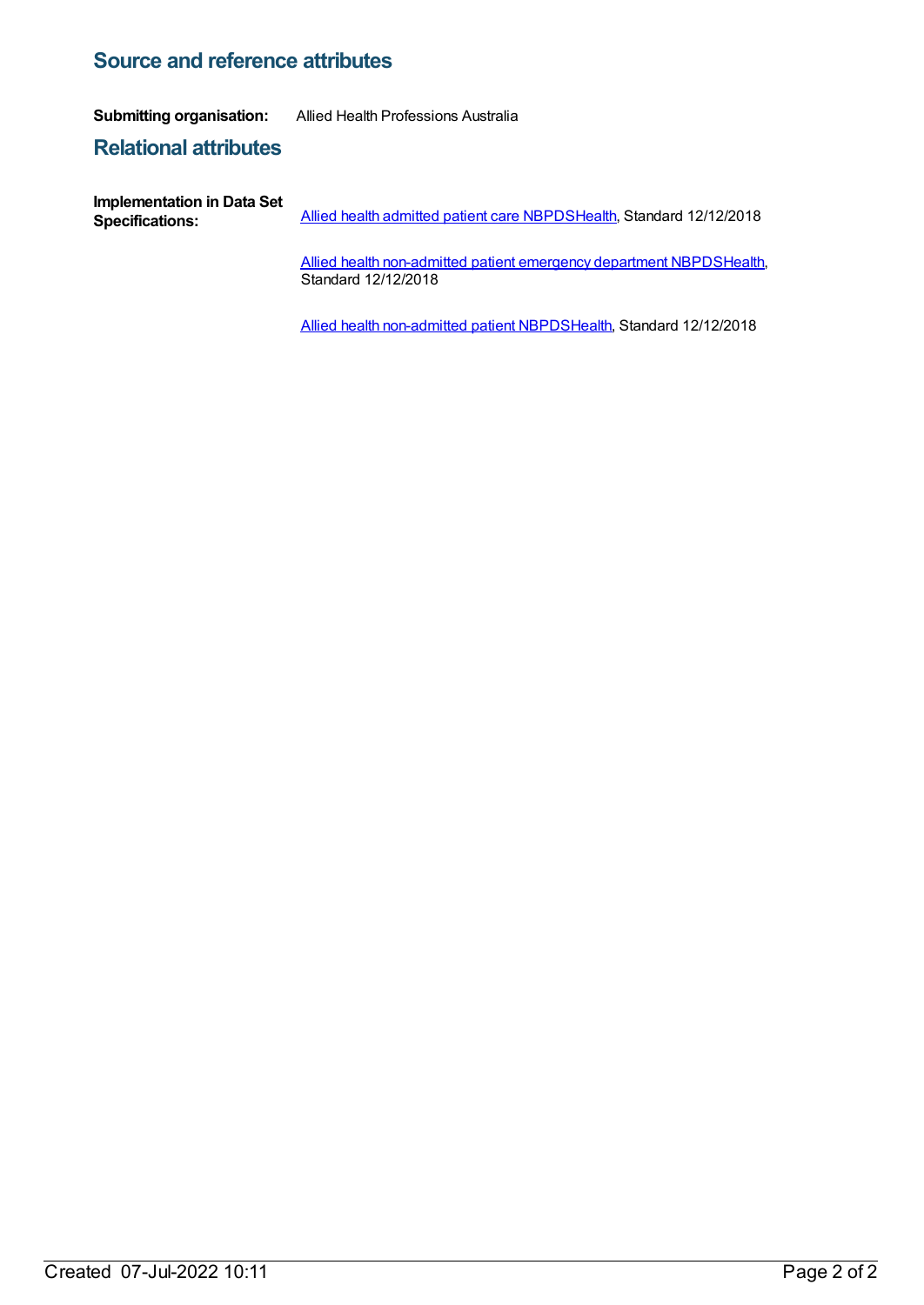## Source and reference attributes

**Submitting organisation:** Allied Health Professions Australia

## Relational attributes

**Implementation in Data Set Specifications:**

Allied health admitted patient care NBPDSHealth, Standard 12/12/2018

Allied health non-admitted patient emergency department NBPDSHealth, Standard 12/12/2018

Allied health non-admitted patient NBPDSHealth, Standard 12/12/2018